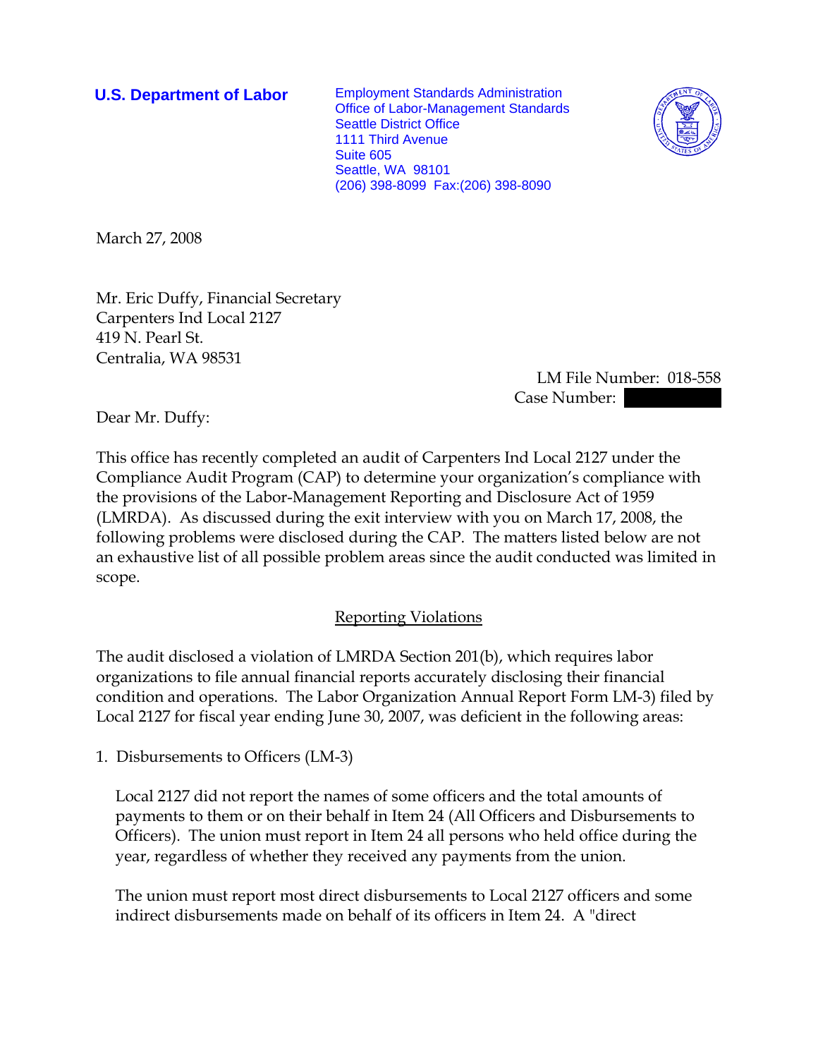**U.S. Department of Labor**

Employment Standards Administration
Office of Labor-Management Standards
Seattle District Office
1111 Third Avenue
Suite 605
Seattle, WA 98101
(206) 398-8099 Fax:(206) 398-8090

March 27, 2008

Mr. Eric Duffy, Financial Secretary
Carpenters Ind Local 2127
419 N. Pearl St.
Centralia, WA 98531

LM File Number: 018-558
Case Number:

Dear Mr. Duffy:

This office has recently completed an audit of Carpenters Ind Local 2127 under the Compliance Audit Program (CAP) to determine your organization's compliance with the provisions of the Labor-Management Reporting and Disclosure Act of 1959 (LMRDA). As discussed during the exit interview with you on March 17, 2008, the following problems were disclosed during the CAP. The matters listed below are not an exhaustive list of all possible problem areas since the audit conducted was limited in scope.

## Reporting Violations

The audit disclosed a violation of LMRDA Section 201(b), which requires labor organizations to file annual financial reports accurately disclosing their financial condition and operations. The Labor Organization Annual Report Form LM-3) filed by Local 2127 for fiscal year ending June 30, 2007, was deficient in the following areas:

1. Disbursements to Officers (LM-3)

   Local 2127 did not report the names of some officers and the total amounts of payments to them or on their behalf in Item 24 (All Officers and Disbursements to Officers). The union must report in Item 24 all persons who held office during the year, regardless of whether they received any payments from the union.

   The union must report most direct disbursements to Local 2127 officers and some indirect disbursements made on behalf of its officers in Item 24. A "direct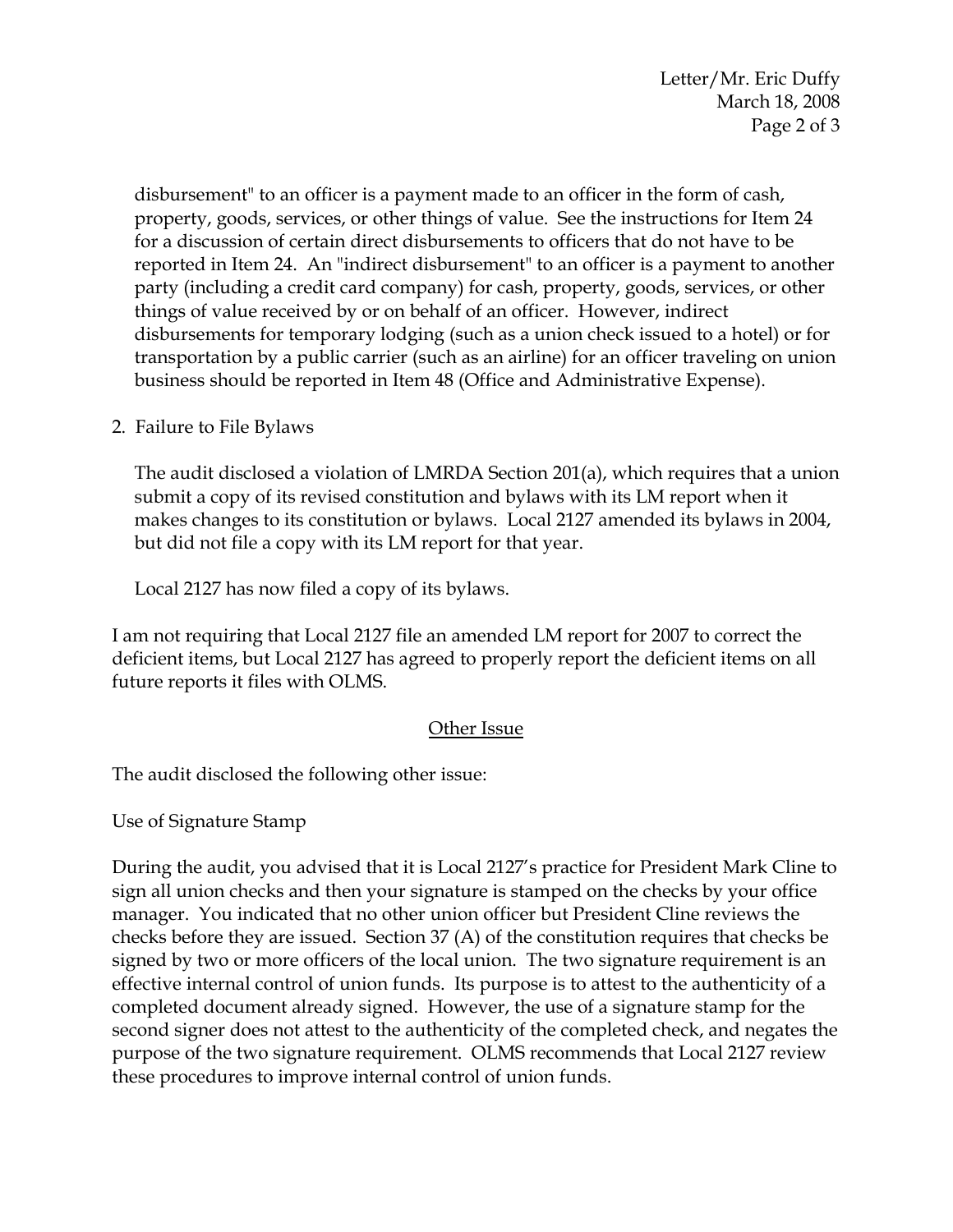disbursement" to an officer is a payment made to an officer in the form of cash, property, goods, services, or other things of value. See the instructions for Item 24 for a discussion of certain direct disbursements to officers that do not have to be reported in Item 24. An "indirect disbursement" to an officer is a payment to another party (including a credit card company) for cash, property, goods, services, or other things of value received by or on behalf of an officer. However, indirect disbursements for temporary lodging (such as a union check issued to a hotel) or for transportation by a public carrier (such as an airline) for an officer traveling on union business should be reported in Item 48 (Office and Administrative Expense).

2. Failure to File Bylaws

   The audit disclosed a violation of LMRDA Section 201(a), which requires that a union submit a copy of its revised constitution and bylaws with its LM report when it makes changes to its constitution or bylaws. Local 2127 amended its bylaws in 2004, but did not file a copy with its LM report for that year.

   Local 2127 has now filed a copy of its bylaws.

I am not requiring that Local 2127 file an amended LM report for 2007 to correct the deficient items, but Local 2127 has agreed to properly report the deficient items on all future reports it files with OLMS.

## Other Issue

The audit disclosed the following other issue:

Use of Signature Stamp

During the audit, you advised that it is Local 2127's practice for President Mark Cline to sign all union checks and then your signature is stamped on the checks by your office manager. You indicated that no other union officer but President Cline reviews the checks before they are issued. Section 37 (A) of the constitution requires that checks be signed by two or more officers of the local union. The two signature requirement is an effective internal control of union funds. Its purpose is to attest to the authenticity of a completed document already signed. However, the use of a signature stamp for the second signer does not attest to the authenticity of the completed check, and negates the purpose of the two signature requirement. OLMS recommends that Local 2127 review these procedures to improve internal control of union funds.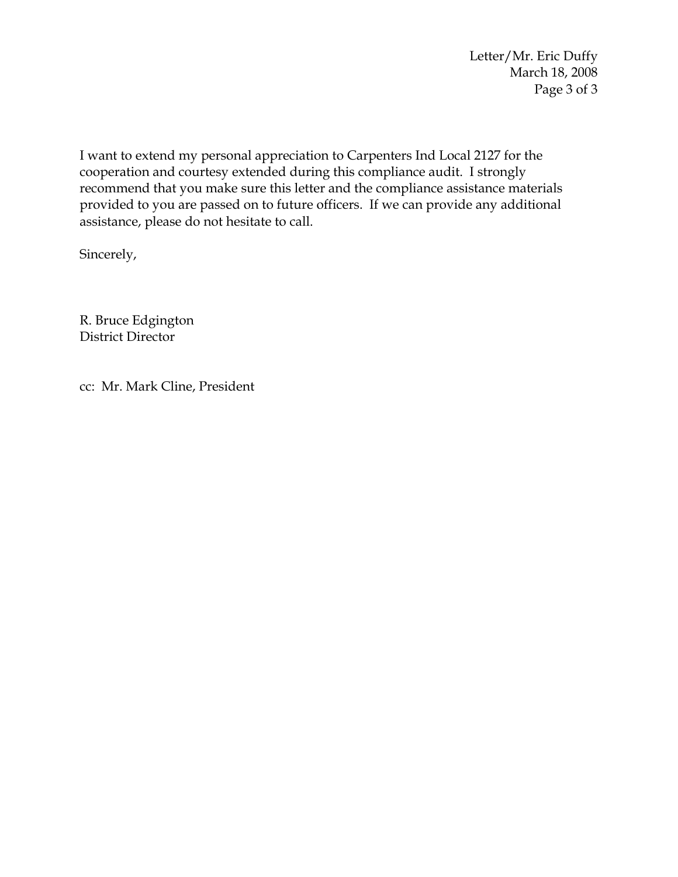I want to extend my personal appreciation to Carpenters Ind Local 2127 for the cooperation and courtesy extended during this compliance audit. I strongly recommend that you make sure this letter and the compliance assistance materials provided to you are passed on to future officers. If we can provide any additional assistance, please do not hesitate to call.

Sincerely,

R. Bruce Edgington
District Director

cc: Mr. Mark Cline, President